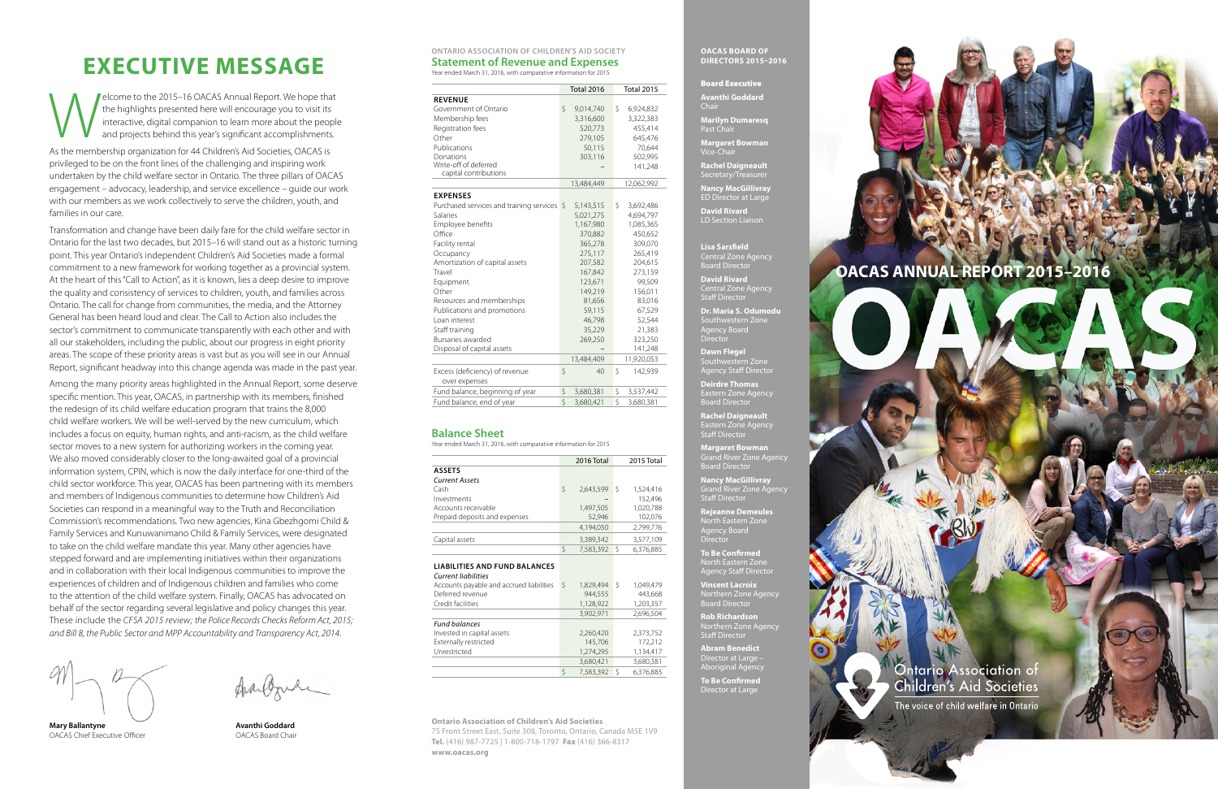# EXECUTIVE MESSAGE

Welcome to the 2015–16 OACAS Annual Report. We hope that the highlights presented here will encourage you to visit its interactive, digital companion to learn more about the people and projects behind this year's significant accomplishments.

As the membership organization for 44 Children's Aid Societies, OACAS is privileged to be on the front lines of the challenging and inspiring work undertaken by the child welfare sector in Ontario. The three pillars of OACAS engagement – advocacy, leadership, and service excellence – guide our work with our members as we work collectively to serve the children, youth, and families in our care.

Transformation and change have been daily fare for the child welfare sector in Ontario for the last two decades, but 2015–16 will stand out as a historic turning point. This year Ontario's independent Children's Aid Societies made a formal commitment to a new framework for working together as a provincial system. At the heart of this "Call to Action", as it is known, lies a deep desire to improve the quality and consistency of services to children, youth, and families across Ontario. The call for change from communities, the media, and the Attorney General has been heard loud and clear. The Call to Action also includes the sector's commitment to communicate transparently with each other and with all our stakeholders, including the public, about our progress in eight priority areas. The scope of these priority areas is vast but as you will see in our Annual Report, significant headway into this change agenda was made in the past year.

Among the many priority areas highlighted in the Annual Report, some deserve specific mention. This year, OACAS, in partnership with its members, finished the redesign of its child welfare education program that trains the 8,000 child welfare workers. We will be well-served by the new curriculum, which includes a focus on equity, human rights, and anti-racism, as the child welfare sector moves to a new system for authorizing workers in the coming year. We also moved considerably closer to the long-awaited goal of a provincial information system, CPIN, which is now the daily interface for one-third of the child sector workforce. This year, OACAS has been partnering with its members and members of Indigenous communities to determine how Children's Aid Societies can respond in a meaningful way to the Truth and Reconciliation Commission's recommendations. Two new agencies, Kina Gbezhgomi Child & Family Services and Kunuwanimano Child & Family Services, were designated to take on the child welfare mandate this year. Many other agencies have stepped forward and are implementing initiatives within their organizations and in collaboration with their local Indigenous communities to improve the experiences of children and of Indigenous children and families who come to the attention of the child welfare system. Finally, OACAS has advocated on behalf of the sector regarding several legislative and policy changes this year. These include the *CFSA 2015 review; the Police Records Checks Reform Act, 2015; and Bill 8, the Public Sector and MPP Accountability and Transparency Act, 2014.*

**Mary Ballantyne**
OACAS Chief Executive Officer

**Avanthi Goddard**
OACAS Board Chair

ONTARIO ASSOCIATION OF CHILDREN'S AID SOCIETY

## Statement of Revenue and Expenses

Year ended March 31, 2016, with comparative information for 2015

| | Total 2016 | Total 2015 |
|---|---|---|
| **REVENUE** | | |
| Government of Ontario | $ 9,014,740 | $ 6,924,832 |
| Membership fees | 3,316,600 | 3,322,383 |
| Registration fees | 520,773 | 455,414 |
| Other | 279,105 | 645,476 |
| Publications | 50,115 | 70,644 |
| Donations | 303,116 | 502,995 |
| Write-off of deferred capital contributions | – | 141,248 |
| | 13,484,449 | 12,062,992 |
| **EXPENSES** | | |
| Purchased services and training services | $ 5,143,515 | $ 3,692,486 |
| Salaries | 5,021,275 | 4,694,797 |
| Employee benefits | 1,167,980 | 1,085,365 |
| Office | 370,882 | 450,652 |
| Facility rental | 365,278 | 309,070 |
| Occupancy | 275,117 | 265,419 |
| Amortization of capital assets | 207,582 | 204,615 |
| Travel | 167,842 | 273,159 |
| Equipment | 123,671 | 99,509 |
| Other | 149,219 | 156,011 |
| Resources and memberships | 81,656 | 83,016 |
| Publications and promotions | 59,115 | 67,529 |
| Loan interest | 46,798 | 52,544 |
| Staff training | 35,229 | 21,383 |
| Bursaries awarded | 269,250 | 323,250 |
| Disposal of capital assets | – | 141,248 |
| | 13,484,409 | 11,920,053 |
| Excess (deficiency) of revenue over expenses | $ 40 | $ 142,939 |
| Fund balance, beginning of year | $ 3,680,381 | $ 3,537,442 |
| Fund balance, end of year | $ 3,680,421 | $ 3,680,381 |

## Balance Sheet

Year ended March 31, 2016, with comparative information for 2015

| | 2016 Total | 2015 Total |
|---|---|---|
| **ASSETS** | | |
| *Current Assets* | | |
| Cash | $ 2,643,599 | $ 1,524,416 |
| Investments | – | 152,496 |
| Accounts receivable | 1,497,505 | 1,020,788 |
| Prepaid deposits and expenses | 52,946 | 102,076 |
| | 4,194,050 | 2,799,776 |
| Capital assets | 3,389,342 | 3,577,109 |
| | $ 7,583,392 | $ 6,376,885 |
| **LIABILITIES AND FUND BALANCES** | | |
| *Current liabilities* | | |
| Accounts payable and accrued liabilities | $ 1,829,494 | $ 1,049,479 |
| Deferred revenue | 944,555 | 443,668 |
| Credit facilities | 1,128,922 | 1,203,357 |
| | 3,902,971 | 2,696,504 |
| *Fund balances* | | |
| Invested in capital assets | 2,260,420 | 2,373,752 |
| Externally restricted | 145,706 | 172,212 |
| Unrestricted | 1,274,295 | 1,134,417 |
| | 3,680,421 | 3,680,381 |
| | $ 7,583,392 | $ 6,376,885 |

**Ontario Association of Children's Aid Societies**
75 Front Street East, Suite 308, Toronto, Ontario, Canada M5E 1V9
**Tel.** (416) 987-7725 | 1-800-718-1797 **Fax** (416) 366-8317
**www.oacas.org**

## OACAS BOARD OF DIRECTORS 2015–2016

**Board Executive**

**Avanthi Goddard**
Chair

**Marilyn Dumaresq**
Past Chair

**Margaret Bowman**
Vice-Chair

**Rachel Daigneault**
Secretary/Treasurer

**Nancy MacGillivray**
ED Director at Large

**David Rivard**
LD Section Liaison

**Lisa Sarsfield**
Central Zone Agency Board Director

**David Rivard**
Central Zone Agency Staff Director

**Dr. Maria S. Odumodu**
Southwestern Zone Agency Board Director

**Dawn Flegel**
Southwestern Zone Agency Staff Director

**Deirdre Thomas**
Eastern Zone Agency Board Director

**Rachel Daigneault**
Eastern Zone Agency Staff Director

**Margaret Bowman**
Grand River Zone Agency Board Director

**Nancy MacGillivray**
Grand River Zone Agency Staff Director

**Rejeanne Demeules**
North Eastern Zone Agency Board Director

**To Be Confirmed**
North Eastern Zone Agency Staff Director

**Vincent Lacroix**
Northern Zone Agency Board Director

**Rob Richardson**
Northern Zone Agency Staff Director

**Abram Benedict**
Director at Large – Aboriginal Agency

**To Be Confirmed**
Director at Large

# OACAS ANNUAL REPORT 2015–2016

Ontario Association of Children's Aid Societies
The voice of child welfare in Ontario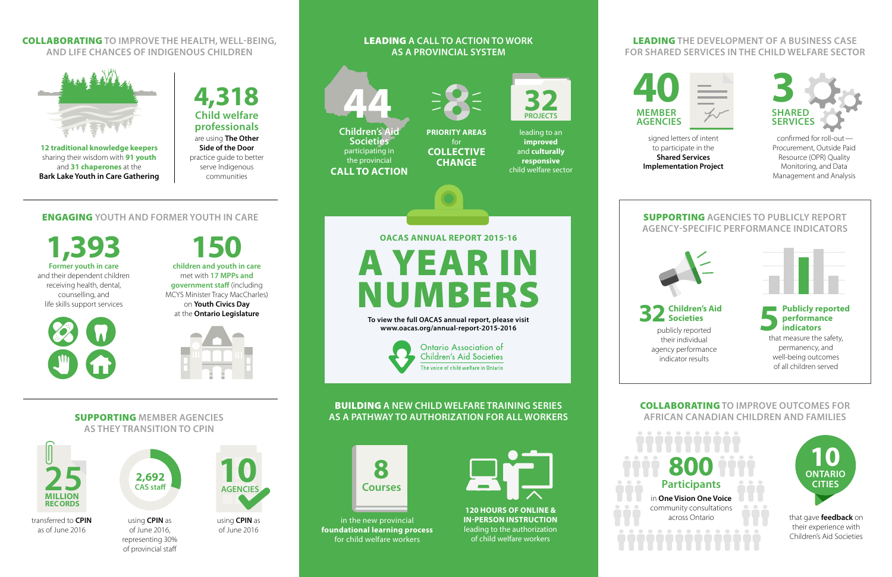# OACAS ANNUAL REPORT 2015-16

# A YEAR IN NUMBERS

**To view the full OACAS annual report, please visit www.oacas.org/annual-report-2015-2016**

Ontario Association of Children's Aid Societies
The voice of child welfare in Ontario

## COLLABORATING TO IMPROVE THE HEALTH, WELL-BEING, AND LIFE CHANCES OF INDIGENOUS CHILDREN

**12 traditional knowledge keepers** sharing their wisdom with **91 youth** and **31 chaperones** at the **Bark Lake Youth in Care Gathering**

**4,318**
**Child welfare professionals** are using **The Other Side of the Door** practice guide to better serve Indigenous communities

## LEADING A CALL TO ACTION TO WORK AS A PROVINCIAL SYSTEM

**44** **Children's Aid Societies** participating in the provincial **CALL TO ACTION**

**8** **PRIORITY AREAS** for **COLLECTIVE CHANGE**

**32** **PROJECTS** leading to an **improved** and **culturally responsive** child welfare sector

## LEADING THE DEVELOPMENT OF A BUSINESS CASE FOR SHARED SERVICES IN THE CHILD WELFARE SECTOR

**40** **MEMBER AGENCIES** signed letters of intent to participate in the **Shared Services Implementation Project**

**3** **SHARED SERVICES** confirmed for roll-out — Procurement, Outside Paid Resource (OPR) Quality Monitoring, and Data Management and Analysis

## ENGAGING YOUTH AND FORMER YOUTH IN CARE

**1,393**
**Former youth in care** and their dependent children receiving health, dental, counselling, and life skills support services

**150**
**children and youth in care** met with **17 MPPs and government staff** (including MCYS Minister Tracy MacCharles) on **Youth Civics Day** at the **Ontario Legislature**

## SUPPORTING AGENCIES TO PUBLICLY REPORT AGENCY-SPECIFIC PERFORMANCE INDICATORS

**32** **Children's Aid Societies** publicly reported their individual agency performance indicator results

**5** **Publicly reported performance indicators** that measure the safety, permanency, and well-being outcomes of all children served

## SUPPORTING MEMBER AGENCIES AS THEY TRANSITION TO CPIN

**25 MILLION RECORDS** transferred to **CPIN** as of June 2016

**2,692 CAS staff** using **CPIN** as of June 2016, representing 30% of provincial staff

**10 AGENCIES** using **CPIN** as of June 2016

## BUILDING A NEW CHILD WELFARE TRAINING SERIES AS A PATHWAY TO AUTHORIZATION FOR ALL WORKERS

**8 Courses** in the new provincial **foundational learning process** for child welfare workers

**120 HOURS OF ONLINE & IN-PERSON INSTRUCTION** leading to the authorization of child welfare workers

## COLLABORATING TO IMPROVE OUTCOMES FOR AFRICAN CANADIAN CHILDREN AND FAMILIES

**800** **Participants** in **One Vision One Voice** community consultations across Ontario

**10** **ONTARIO CITIES** that gave **feedback** on their experience with Children's Aid Societies